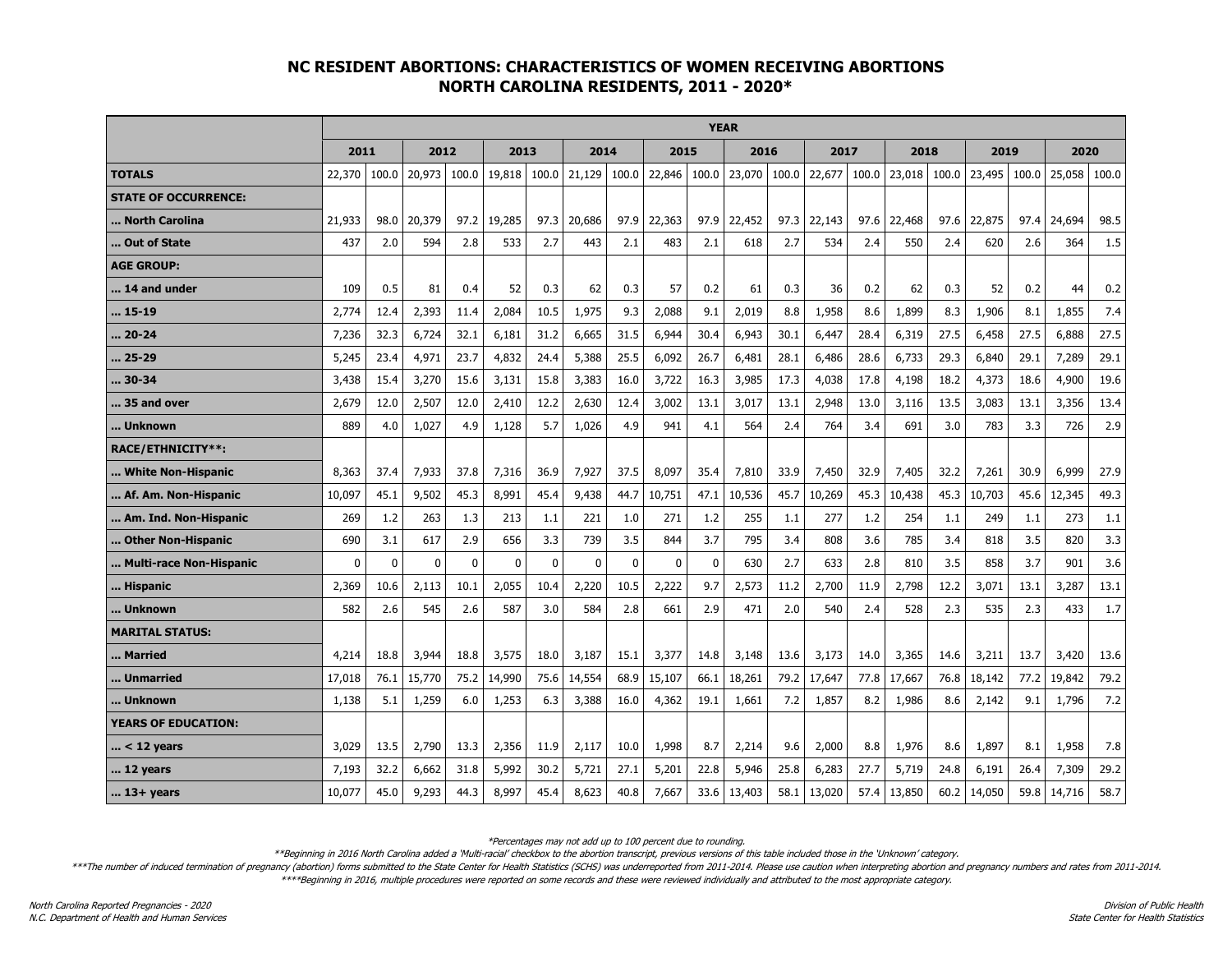## NC RESIDENT ABORTIONS: CHARACTERISTICS OF WOMEN RECEIVING ABORTIONS NORTH CAROLINA RESIDENTS, 2011 - 2020*

| | YEAR | | | | | | | | | | | | | | | | | | | |
|---|---|---|---|---|---|---|---|---|---|---|---|---|---|---|---|---|---|---|---|---|
| | 2011 | | 2012 | | 2013 | | 2014 | | 2015 | | 2016 | | 2017 | | 2018 | | 2019 | | 2020 | |
| **TOTALS** | 22,370 | 100.0 | 20,973 | 100.0 | 19,818 | 100.0 | 21,129 | 100.0 | 22,846 | 100.0 | 23,070 | 100.0 | 22,677 | 100.0 | 23,018 | 100.0 | 23,495 | 100.0 | 25,058 | 100.0 |
| **STATE OF OCCURRENCE:** | | | | | | | | | | | | | | | | | | | | |
| **... North Carolina** | 21,933 | 98.0 | 20,379 | 97.2 | 19,285 | 97.3 | 20,686 | 97.9 | 22,363 | 97.9 | 22,452 | 97.3 | 22,143 | 97.6 | 22,468 | 97.6 | 22,875 | 97.4 | 24,694 | 98.5 |
| **... Out of State** | 437 | 2.0 | 594 | 2.8 | 533 | 2.7 | 443 | 2.1 | 483 | 2.1 | 618 | 2.7 | 534 | 2.4 | 550 | 2.4 | 620 | 2.6 | 364 | 1.5 |
| **AGE GROUP:** | | | | | | | | | | | | | | | | | | | | |
| **... 14 and under** | 109 | 0.5 | 81 | 0.4 | 52 | 0.3 | 62 | 0.3 | 57 | 0.2 | 61 | 0.3 | 36 | 0.2 | 62 | 0.3 | 52 | 0.2 | 44 | 0.2 |
| **... 15-19** | 2,774 | 12.4 | 2,393 | 11.4 | 2,084 | 10.5 | 1,975 | 9.3 | 2,088 | 9.1 | 2,019 | 8.8 | 1,958 | 8.6 | 1,899 | 8.3 | 1,906 | 8.1 | 1,855 | 7.4 |
| **... 20-24** | 7,236 | 32.3 | 6,724 | 32.1 | 6,181 | 31.2 | 6,665 | 31.5 | 6,944 | 30.4 | 6,943 | 30.1 | 6,447 | 28.4 | 6,319 | 27.5 | 6,458 | 27.5 | 6,888 | 27.5 |
| **... 25-29** | 5,245 | 23.4 | 4,971 | 23.7 | 4,832 | 24.4 | 5,388 | 25.5 | 6,092 | 26.7 | 6,481 | 28.1 | 6,486 | 28.6 | 6,733 | 29.3 | 6,840 | 29.1 | 7,289 | 29.1 |
| **... 30-34** | 3,438 | 15.4 | 3,270 | 15.6 | 3,131 | 15.8 | 3,383 | 16.0 | 3,722 | 16.3 | 3,985 | 17.3 | 4,038 | 17.8 | 4,198 | 18.2 | 4,373 | 18.6 | 4,900 | 19.6 |
| **... 35 and over** | 2,679 | 12.0 | 2,507 | 12.0 | 2,410 | 12.2 | 2,630 | 12.4 | 3,002 | 13.1 | 3,017 | 13.1 | 2,948 | 13.0 | 3,116 | 13.5 | 3,083 | 13.1 | 3,356 | 13.4 |
| **... Unknown** | 889 | 4.0 | 1,027 | 4.9 | 1,128 | 5.7 | 1,026 | 4.9 | 941 | 4.1 | 564 | 2.4 | 764 | 3.4 | 691 | 3.0 | 783 | 3.3 | 726 | 2.9 |
| **RACE/ETHNICITY**:** | | | | | | | | | | | | | | | | | | | | |
| **... White Non-Hispanic** | 8,363 | 37.4 | 7,933 | 37.8 | 7,316 | 36.9 | 7,927 | 37.5 | 8,097 | 35.4 | 7,810 | 33.9 | 7,450 | 32.9 | 7,405 | 32.2 | 7,261 | 30.9 | 6,999 | 27.9 |
| **... Af. Am. Non-Hispanic** | 10,097 | 45.1 | 9,502 | 45.3 | 8,991 | 45.4 | 9,438 | 44.7 | 10,751 | 47.1 | 10,536 | 45.7 | 10,269 | 45.3 | 10,438 | 45.3 | 10,703 | 45.6 | 12,345 | 49.3 |
| **... Am. Ind. Non-Hispanic** | 269 | 1.2 | 263 | 1.3 | 213 | 1.1 | 221 | 1.0 | 271 | 1.2 | 255 | 1.1 | 277 | 1.2 | 254 | 1.1 | 249 | 1.1 | 273 | 1.1 |
| **... Other Non-Hispanic** | 690 | 3.1 | 617 | 2.9 | 656 | 3.3 | 739 | 3.5 | 844 | 3.7 | 795 | 3.4 | 808 | 3.6 | 785 | 3.4 | 818 | 3.5 | 820 | 3.3 |
| **... Multi-race Non-Hispanic** | 0 | 0 | 0 | 0 | 0 | 0 | 0 | 0 | 0 | 0 | 630 | 2.7 | 633 | 2.8 | 810 | 3.5 | 858 | 3.7 | 901 | 3.6 |
| **... Hispanic** | 2,369 | 10.6 | 2,113 | 10.1 | 2,055 | 10.4 | 2,220 | 10.5 | 2,222 | 9.7 | 2,573 | 11.2 | 2,700 | 11.9 | 2,798 | 12.2 | 3,071 | 13.1 | 3,287 | 13.1 |
| **... Unknown** | 582 | 2.6 | 545 | 2.6 | 587 | 3.0 | 584 | 2.8 | 661 | 2.9 | 471 | 2.0 | 540 | 2.4 | 528 | 2.3 | 535 | 2.3 | 433 | 1.7 |
| **MARITAL STATUS:** | | | | | | | | | | | | | | | | | | | | |
| **... Married** | 4,214 | 18.8 | 3,944 | 18.8 | 3,575 | 18.0 | 3,187 | 15.1 | 3,377 | 14.8 | 3,148 | 13.6 | 3,173 | 14.0 | 3,365 | 14.6 | 3,211 | 13.7 | 3,420 | 13.6 |
| **... Unmarried** | 17,018 | 76.1 | 15,770 | 75.2 | 14,990 | 75.6 | 14,554 | 68.9 | 15,107 | 66.1 | 18,261 | 79.2 | 17,647 | 77.8 | 17,667 | 76.8 | 18,142 | 77.2 | 19,842 | 79.2 |
| **... Unknown** | 1,138 | 5.1 | 1,259 | 6.0 | 1,253 | 6.3 | 3,388 | 16.0 | 4,362 | 19.1 | 1,661 | 7.2 | 1,857 | 8.2 | 1,986 | 8.6 | 2,142 | 9.1 | 1,796 | 7.2 |
| **YEARS OF EDUCATION:** | | | | | | | | | | | | | | | | | | | | |
| **... < 12 years** | 3,029 | 13.5 | 2,790 | 13.3 | 2,356 | 11.9 | 2,117 | 10.0 | 1,998 | 8.7 | 2,214 | 9.6 | 2,000 | 8.8 | 1,976 | 8.6 | 1,897 | 8.1 | 1,958 | 7.8 |
| **... 12 years** | 7,193 | 32.2 | 6,662 | 31.8 | 5,992 | 30.2 | 5,721 | 27.1 | 5,201 | 22.8 | 5,946 | 25.8 | 6,283 | 27.7 | 5,719 | 24.8 | 6,191 | 26.4 | 7,309 | 29.2 |
| **... 13+ years** | 10,077 | 45.0 | 9,293 | 44.3 | 8,997 | 45.4 | 8,623 | 40.8 | 7,667 | 33.6 | 13,403 | 58.1 | 13,020 | 57.4 | 13,850 | 60.2 | 14,050 | 59.8 | 14,716 | 58.7 |

*\*Percentages may not add up to 100 percent due to rounding.*

*\*\*Beginning in 2016 North Carolina added a 'Multi-racial' checkbox to the abortion transcript, previous versions of this table included those in the 'Unknown' category.*

*\*\*\*The number of induced termination of pregnancy (abortion) forms submitted to the State Center for Health Statistics (SCHS) was underreported from 2011-2014. Please use caution when interpreting abortion and pregnancy numbers and rates from 2011-2014.*

*\*\*\*\*Beginning in 2016, multiple procedures were reported on some records and these were reviewed individually and attributed to the most appropriate category.*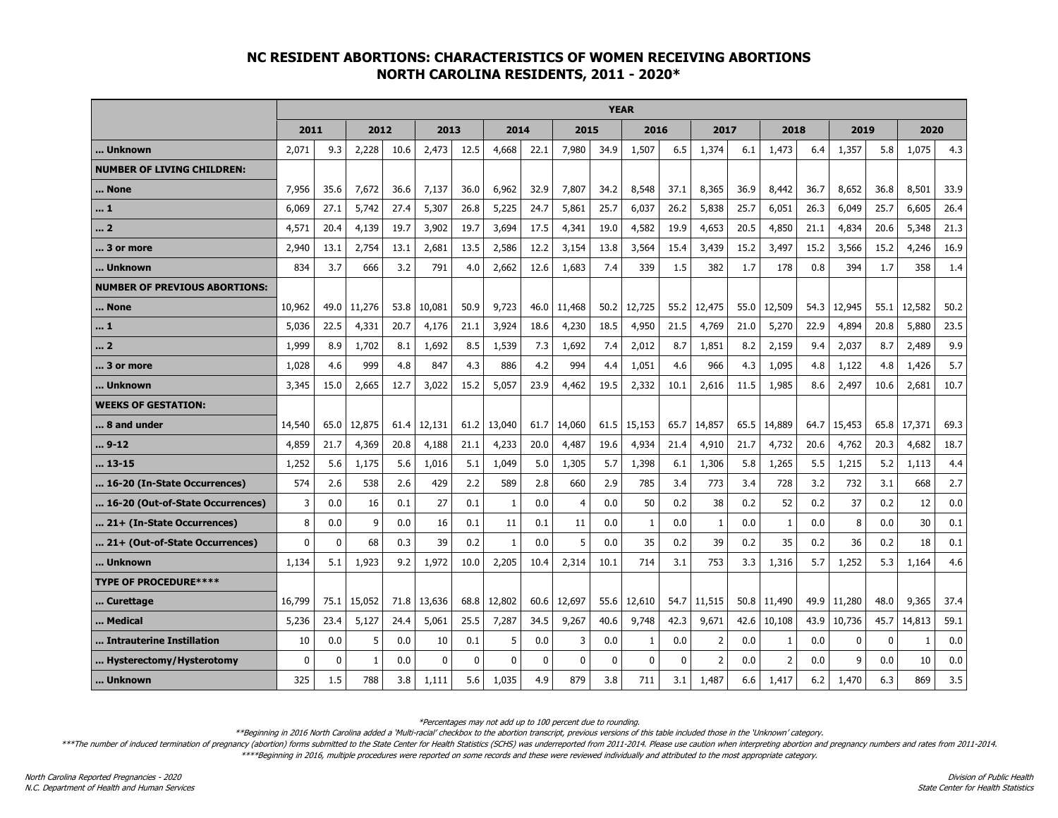# NC RESIDENT ABORTIONS: CHARACTERISTICS OF WOMEN RECEIVING ABORTIONS
## NORTH CAROLINA RESIDENTS, 2011 - 2020*

| | YEAR | | | | | | | | | | | | | | | | | | | |
|---|---|---|---|---|---|---|---|---|---|---|---|---|---|---|---|---|---|---|---|---|
| | 2011 | | 2012 | | 2013 | | 2014 | | 2015 | | 2016 | | 2017 | | 2018 | | 2019 | | 2020 | |
| **... Unknown** | 2,071 | 9.3 | 2,228 | 10.6 | 2,473 | 12.5 | 4,668 | 22.1 | 7,980 | 34.9 | 1,507 | 6.5 | 1,374 | 6.1 | 1,473 | 6.4 | 1,357 | 5.8 | 1,075 | 4.3 |
| **NUMBER OF LIVING CHILDREN:** | | | | | | | | | | | | | | | | | | | | |
| **... None** | 7,956 | 35.6 | 7,672 | 36.6 | 7,137 | 36.0 | 6,962 | 32.9 | 7,807 | 34.2 | 8,548 | 37.1 | 8,365 | 36.9 | 8,442 | 36.7 | 8,652 | 36.8 | 8,501 | 33.9 |
| **... 1** | 6,069 | 27.1 | 5,742 | 27.4 | 5,307 | 26.8 | 5,225 | 24.7 | 5,861 | 25.7 | 6,037 | 26.2 | 5,838 | 25.7 | 6,051 | 26.3 | 6,049 | 25.7 | 6,605 | 26.4 |
| **... 2** | 4,571 | 20.4 | 4,139 | 19.7 | 3,902 | 19.7 | 3,694 | 17.5 | 4,341 | 19.0 | 4,582 | 19.9 | 4,653 | 20.5 | 4,850 | 21.1 | 4,834 | 20.6 | 5,348 | 21.3 |
| **... 3 or more** | 2,940 | 13.1 | 2,754 | 13.1 | 2,681 | 13.5 | 2,586 | 12.2 | 3,154 | 13.8 | 3,564 | 15.4 | 3,439 | 15.2 | 3,497 | 15.2 | 3,566 | 15.2 | 4,246 | 16.9 |
| **... Unknown** | 834 | 3.7 | 666 | 3.2 | 791 | 4.0 | 2,662 | 12.6 | 1,683 | 7.4 | 339 | 1.5 | 382 | 1.7 | 178 | 0.8 | 394 | 1.7 | 358 | 1.4 |
| **NUMBER OF PREVIOUS ABORTIONS:** | | | | | | | | | | | | | | | | | | | | |
| **... None** | 10,962 | 49.0 | 11,276 | 53.8 | 10,081 | 50.9 | 9,723 | 46.0 | 11,468 | 50.2 | 12,725 | 55.2 | 12,475 | 55.0 | 12,509 | 54.3 | 12,945 | 55.1 | 12,582 | 50.2 |
| **... 1** | 5,036 | 22.5 | 4,331 | 20.7 | 4,176 | 21.1 | 3,924 | 18.6 | 4,230 | 18.5 | 4,950 | 21.5 | 4,769 | 21.0 | 5,270 | 22.9 | 4,894 | 20.8 | 5,880 | 23.5 |
| **... 2** | 1,999 | 8.9 | 1,702 | 8.1 | 1,692 | 8.5 | 1,539 | 7.3 | 1,692 | 7.4 | 2,012 | 8.7 | 1,851 | 8.2 | 2,159 | 9.4 | 2,037 | 8.7 | 2,489 | 9.9 |
| **... 3 or more** | 1,028 | 4.6 | 999 | 4.8 | 847 | 4.3 | 886 | 4.2 | 994 | 4.4 | 1,051 | 4.6 | 966 | 4.3 | 1,095 | 4.8 | 1,122 | 4.8 | 1,426 | 5.7 |
| **... Unknown** | 3,345 | 15.0 | 2,665 | 12.7 | 3,022 | 15.2 | 5,057 | 23.9 | 4,462 | 19.5 | 2,332 | 10.1 | 2,616 | 11.5 | 1,985 | 8.6 | 2,497 | 10.6 | 2,681 | 10.7 |
| **WEEKS OF GESTATION:** | | | | | | | | | | | | | | | | | | | | |
| **... 8 and under** | 14,540 | 65.0 | 12,875 | 61.4 | 12,131 | 61.2 | 13,040 | 61.7 | 14,060 | 61.5 | 15,153 | 65.7 | 14,857 | 65.5 | 14,889 | 64.7 | 15,453 | 65.8 | 17,371 | 69.3 |
| **... 9-12** | 4,859 | 21.7 | 4,369 | 20.8 | 4,188 | 21.1 | 4,233 | 20.0 | 4,487 | 19.6 | 4,934 | 21.4 | 4,910 | 21.7 | 4,732 | 20.6 | 4,762 | 20.3 | 4,682 | 18.7 |
| **... 13-15** | 1,252 | 5.6 | 1,175 | 5.6 | 1,016 | 5.1 | 1,049 | 5.0 | 1,305 | 5.7 | 1,398 | 6.1 | 1,306 | 5.8 | 1,265 | 5.5 | 1,215 | 5.2 | 1,113 | 4.4 |
| **... 16-20 (In-State Occurrences)** | 574 | 2.6 | 538 | 2.6 | 429 | 2.2 | 589 | 2.8 | 660 | 2.9 | 785 | 3.4 | 773 | 3.4 | 728 | 3.2 | 732 | 3.1 | 668 | 2.7 |
| **... 16-20 (Out-of-State Occurrences)** | 3 | 0.0 | 16 | 0.1 | 27 | 0.1 | 1 | 0.0 | 4 | 0.0 | 50 | 0.2 | 38 | 0.2 | 52 | 0.2 | 37 | 0.2 | 12 | 0.0 |
| **... 21+ (In-State Occurrences)** | 8 | 0.0 | 9 | 0.0 | 16 | 0.1 | 11 | 0.1 | 11 | 0.0 | 1 | 0.0 | 1 | 0.0 | 1 | 0.0 | 8 | 0.0 | 30 | 0.1 |
| **... 21+ (Out-of-State Occurrences)** | 0 | 0 | 68 | 0.3 | 39 | 0.2 | 1 | 0.0 | 5 | 0.0 | 35 | 0.2 | 39 | 0.2 | 35 | 0.2 | 36 | 0.2 | 18 | 0.1 |
| **... Unknown** | 1,134 | 5.1 | 1,923 | 9.2 | 1,972 | 10.0 | 2,205 | 10.4 | 2,314 | 10.1 | 714 | 3.1 | 753 | 3.3 | 1,316 | 5.7 | 1,252 | 5.3 | 1,164 | 4.6 |
| **TYPE OF PROCEDURE******** | | | | | | | | | | | | | | | | | | | | |
| **... Curettage** | 16,799 | 75.1 | 15,052 | 71.8 | 13,636 | 68.8 | 12,802 | 60.6 | 12,697 | 55.6 | 12,610 | 54.7 | 11,515 | 50.8 | 11,490 | 49.9 | 11,280 | 48.0 | 9,365 | 37.4 |
| **... Medical** | 5,236 | 23.4 | 5,127 | 24.4 | 5,061 | 25.5 | 7,287 | 34.5 | 9,267 | 40.6 | 9,748 | 42.3 | 9,671 | 42.6 | 10,108 | 43.9 | 10,736 | 45.7 | 14,813 | 59.1 |
| **... Intrauterine Instillation** | 10 | 0.0 | 5 | 0.0 | 10 | 0.1 | 5 | 0.0 | 3 | 0.0 | 1 | 0.0 | 2 | 0.0 | 1 | 0.0 | 0 | 0 | 1 | 0.0 |
| **... Hysterectomy/Hysterotomy** | 0 | 0 | 1 | 0.0 | 0 | 0 | 0 | 0 | 0 | 0 | 0 | 0 | 2 | 0.0 | 2 | 0.0 | 9 | 0.0 | 10 | 0.0 |
| **... Unknown** | 325 | 1.5 | 788 | 3.8 | 1,111 | 5.6 | 1,035 | 4.9 | 879 | 3.8 | 711 | 3.1 | 1,487 | 6.6 | 1,417 | 6.2 | 1,470 | 6.3 | 869 | 3.5 |

*\*Percentages may not add up to 100 percent due to rounding.*

*\*\*Beginning in 2016 North Carolina added a 'Multi-racial' checkbox to the abortion transcript, previous versions of this table included those in the 'Unknown' category.*

*\*\*\*The number of induced termination of pregnancy (abortion) forms submitted to the State Center for Health Statistics (SCHS) was underreported from 2011-2014. Please use caution when interpreting abortion and pregnancy numbers and rates from 2011-2014.*

*\*\*\*\*Beginning in 2016, multiple procedures were reported on some records and these were reviewed individually and attributed to the most appropriate category.*